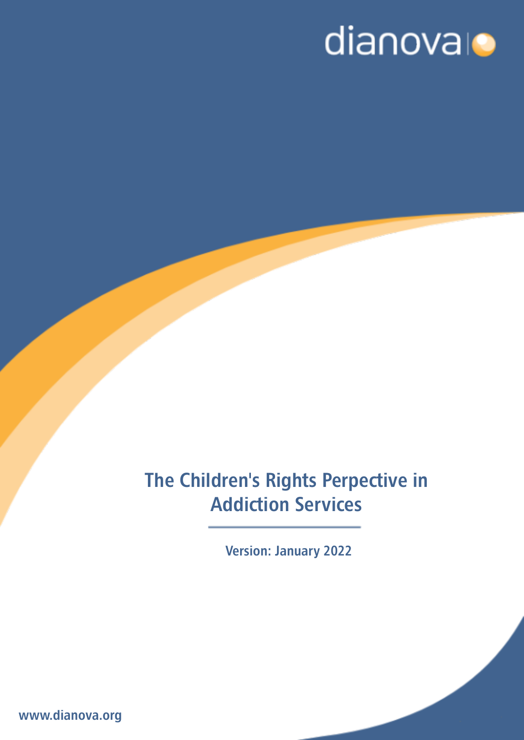dianova

# The Children's Rights Perpective in Addiction Services

**Version: January 2022**

www.dianova.org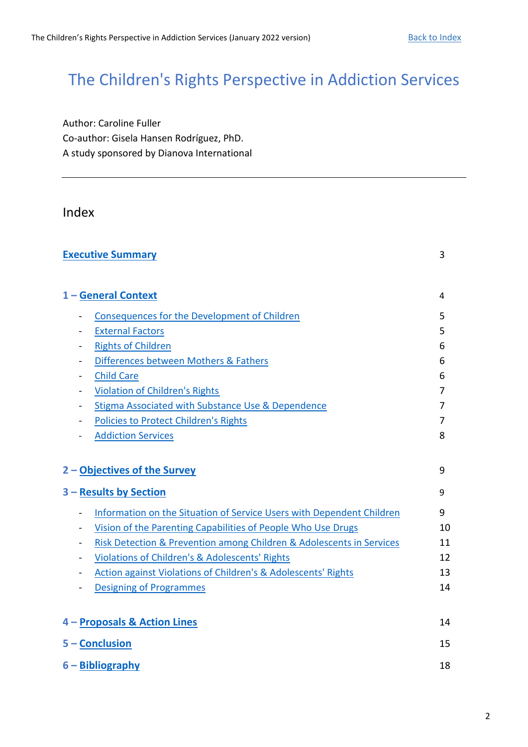# The Children's Rights Perspective in Addiction Services

Author: Caroline Fuller
Co-author: Gisela Hansen Rodríguez, PhD.
A study sponsored by Dianova International

---

## Index

| | |
|---|---|
| **Executive Summary** | 3 |
| **1 – General Context** | 4 |
| - Consequences for the Development of Children | 5 |
| - External Factors | 5 |
| - Rights of Children | 6 |
| - Differences between Mothers & Fathers | 6 |
| - Child Care | 6 |
| - Violation of Children's Rights | 7 |
| - Stigma Associated with Substance Use & Dependence | 7 |
| - Policies to Protect Children's Rights | 7 |
| - Addiction Services | 8 |
| **2 – Objectives of the Survey** | 9 |
| **3 – Results by Section** | 9 |
| - Information on the Situation of Service Users with Dependent Children | 9 |
| - Vision of the Parenting Capabilities of People Who Use Drugs | 10 |
| - Risk Detection & Prevention among Children & Adolescents in Services | 11 |
| - Violations of Children's & Adolescents' Rights | 12 |
| - Action against Violations of Children's & Adolescents' Rights | 13 |
| - Designing of Programmes | 14 |
| **4 – Proposals & Action Lines** | 14 |
| **5 – Conclusion** | 15 |
| **6 – Bibliography** | 18 |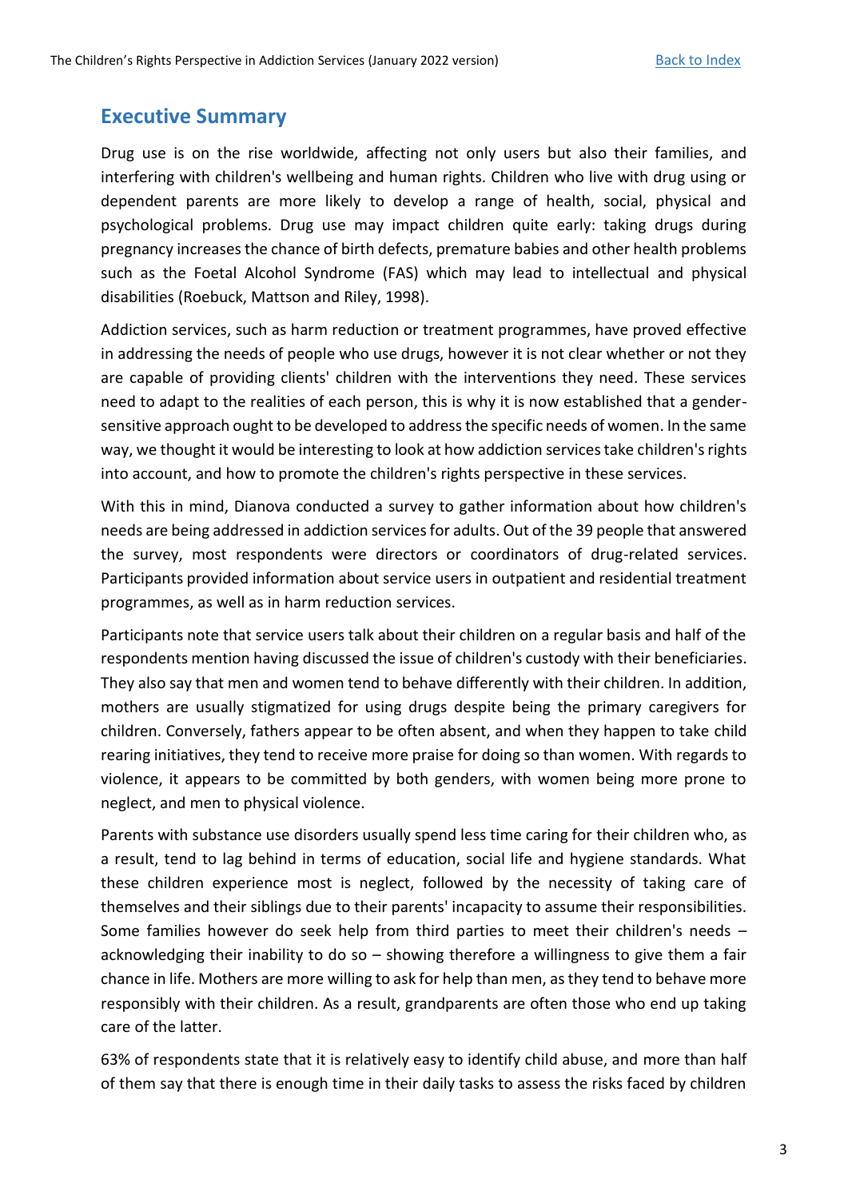## Executive Summary

Drug use is on the rise worldwide, affecting not only users but also their families, and interfering with children's wellbeing and human rights. Children who live with drug using or dependent parents are more likely to develop a range of health, social, physical and psychological problems. Drug use may impact children quite early: taking drugs during pregnancy increases the chance of birth defects, premature babies and other health problems such as the Foetal Alcohol Syndrome (FAS) which may lead to intellectual and physical disabilities (Roebuck, Mattson and Riley, 1998).

Addiction services, such as harm reduction or treatment programmes, have proved effective in addressing the needs of people who use drugs, however it is not clear whether or not they are capable of providing clients' children with the interventions they need. These services need to adapt to the realities of each person, this is why it is now established that a gender-sensitive approach ought to be developed to address the specific needs of women. In the same way, we thought it would be interesting to look at how addiction services take children's rights into account, and how to promote the children's rights perspective in these services.

With this in mind, Dianova conducted a survey to gather information about how children's needs are being addressed in addiction services for adults. Out of the 39 people that answered the survey, most respondents were directors or coordinators of drug-related services. Participants provided information about service users in outpatient and residential treatment programmes, as well as in harm reduction services.

Participants note that service users talk about their children on a regular basis and half of the respondents mention having discussed the issue of children's custody with their beneficiaries. They also say that men and women tend to behave differently with their children. In addition, mothers are usually stigmatized for using drugs despite being the primary caregivers for children. Conversely, fathers appear to be often absent, and when they happen to take child rearing initiatives, they tend to receive more praise for doing so than women. With regards to violence, it appears to be committed by both genders, with women being more prone to neglect, and men to physical violence.

Parents with substance use disorders usually spend less time caring for their children who, as a result, tend to lag behind in terms of education, social life and hygiene standards. What these children experience most is neglect, followed by the necessity of taking care of themselves and their siblings due to their parents' incapacity to assume their responsibilities. Some families however do seek help from third parties to meet their children's needs – acknowledging their inability to do so – showing therefore a willingness to give them a fair chance in life. Mothers are more willing to ask for help than men, as they tend to behave more responsibly with their children. As a result, grandparents are often those who end up taking care of the latter.

63% of respondents state that it is relatively easy to identify child abuse, and more than half of them say that there is enough time in their daily tasks to assess the risks faced by children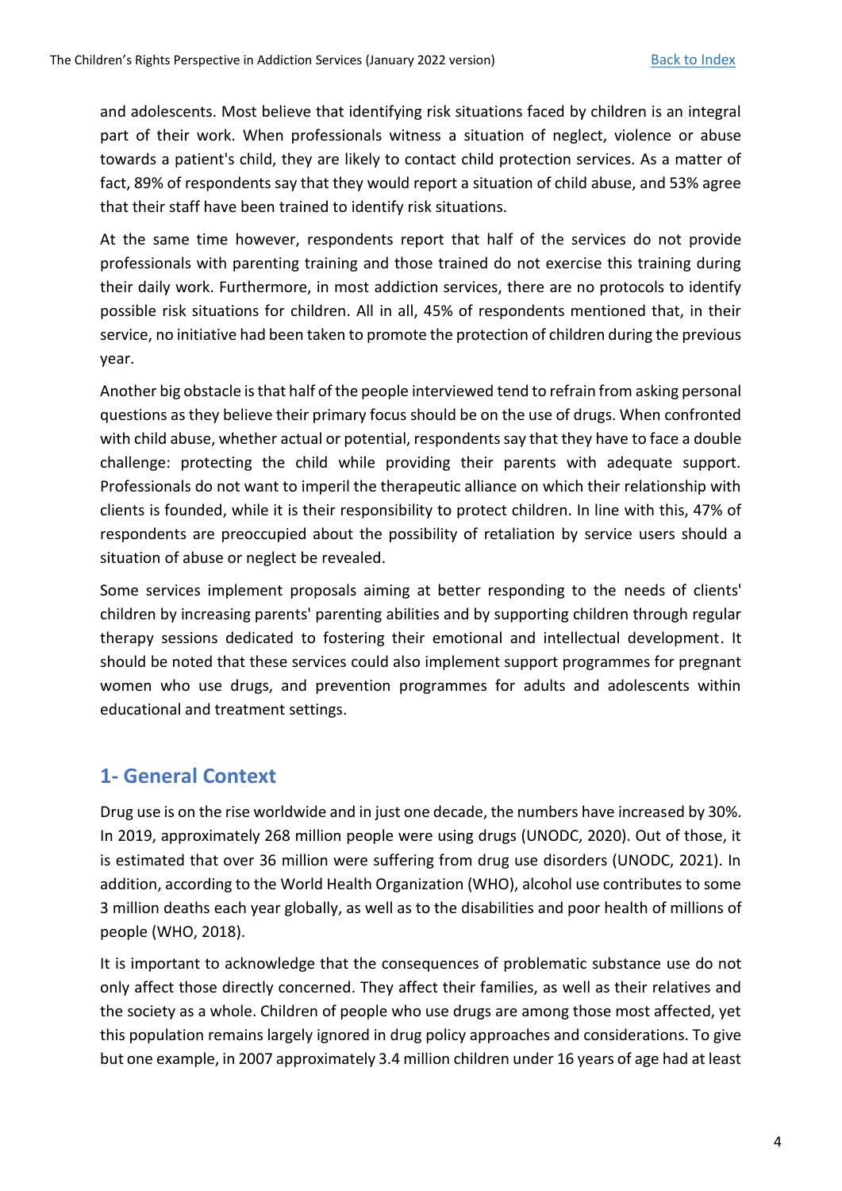and adolescents. Most believe that identifying risk situations faced by children is an integral part of their work. When professionals witness a situation of neglect, violence or abuse towards a patient's child, they are likely to contact child protection services. As a matter of fact, 89% of respondents say that they would report a situation of child abuse, and 53% agree that their staff have been trained to identify risk situations.

At the same time however, respondents report that half of the services do not provide professionals with parenting training and those trained do not exercise this training during their daily work. Furthermore, in most addiction services, there are no protocols to identify possible risk situations for children. All in all, 45% of respondents mentioned that, in their service, no initiative had been taken to promote the protection of children during the previous year.

Another big obstacle is that half of the people interviewed tend to refrain from asking personal questions as they believe their primary focus should be on the use of drugs. When confronted with child abuse, whether actual or potential, respondents say that they have to face a double challenge: protecting the child while providing their parents with adequate support. Professionals do not want to imperil the therapeutic alliance on which their relationship with clients is founded, while it is their responsibility to protect children. In line with this, 47% of respondents are preoccupied about the possibility of retaliation by service users should a situation of abuse or neglect be revealed.

Some services implement proposals aiming at better responding to the needs of clients' children by increasing parents' parenting abilities and by supporting children through regular therapy sessions dedicated to fostering their emotional and intellectual development. It should be noted that these services could also implement support programmes for pregnant women who use drugs, and prevention programmes for adults and adolescents within educational and treatment settings.

## 1- General Context

Drug use is on the rise worldwide and in just one decade, the numbers have increased by 30%. In 2019, approximately 268 million people were using drugs (UNODC, 2020). Out of those, it is estimated that over 36 million were suffering from drug use disorders (UNODC, 2021). In addition, according to the World Health Organization (WHO), alcohol use contributes to some 3 million deaths each year globally, as well as to the disabilities and poor health of millions of people (WHO, 2018).

It is important to acknowledge that the consequences of problematic substance use do not only affect those directly concerned. They affect their families, as well as their relatives and the society as a whole. Children of people who use drugs are among those most affected, yet this population remains largely ignored in drug policy approaches and considerations. To give but one example, in 2007 approximately 3.4 million children under 16 years of age had at least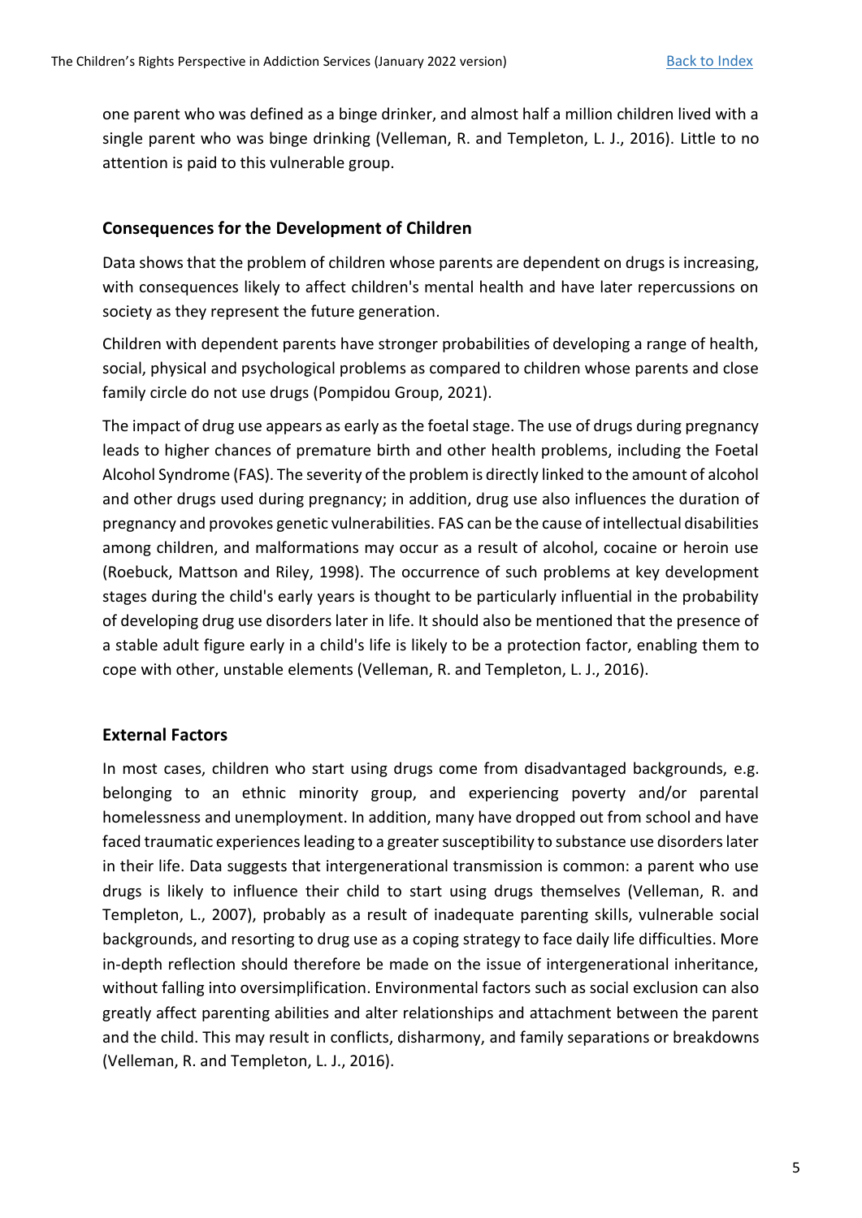one parent who was defined as a binge drinker, and almost half a million children lived with a single parent who was binge drinking (Velleman, R. and Templeton, L. J., 2016). Little to no attention is paid to this vulnerable group.

## Consequences for the Development of Children

Data shows that the problem of children whose parents are dependent on drugs is increasing, with consequences likely to affect children's mental health and have later repercussions on society as they represent the future generation.

Children with dependent parents have stronger probabilities of developing a range of health, social, physical and psychological problems as compared to children whose parents and close family circle do not use drugs (Pompidou Group, 2021).

The impact of drug use appears as early as the foetal stage. The use of drugs during pregnancy leads to higher chances of premature birth and other health problems, including the Foetal Alcohol Syndrome (FAS). The severity of the problem is directly linked to the amount of alcohol and other drugs used during pregnancy; in addition, drug use also influences the duration of pregnancy and provokes genetic vulnerabilities. FAS can be the cause of intellectual disabilities among children, and malformations may occur as a result of alcohol, cocaine or heroin use (Roebuck, Mattson and Riley, 1998). The occurrence of such problems at key development stages during the child's early years is thought to be particularly influential in the probability of developing drug use disorders later in life. It should also be mentioned that the presence of a stable adult figure early in a child's life is likely to be a protection factor, enabling them to cope with other, unstable elements (Velleman, R. and Templeton, L. J., 2016).

## External Factors

In most cases, children who start using drugs come from disadvantaged backgrounds, e.g. belonging to an ethnic minority group, and experiencing poverty and/or parental homelessness and unemployment. In addition, many have dropped out from school and have faced traumatic experiences leading to a greater susceptibility to substance use disorders later in their life. Data suggests that intergenerational transmission is common: a parent who use drugs is likely to influence their child to start using drugs themselves (Velleman, R. and Templeton, L., 2007), probably as a result of inadequate parenting skills, vulnerable social backgrounds, and resorting to drug use as a coping strategy to face daily life difficulties. More in-depth reflection should therefore be made on the issue of intergenerational inheritance, without falling into oversimplification. Environmental factors such as social exclusion can also greatly affect parenting abilities and alter relationships and attachment between the parent and the child. This may result in conflicts, disharmony, and family separations or breakdowns (Velleman, R. and Templeton, L. J., 2016).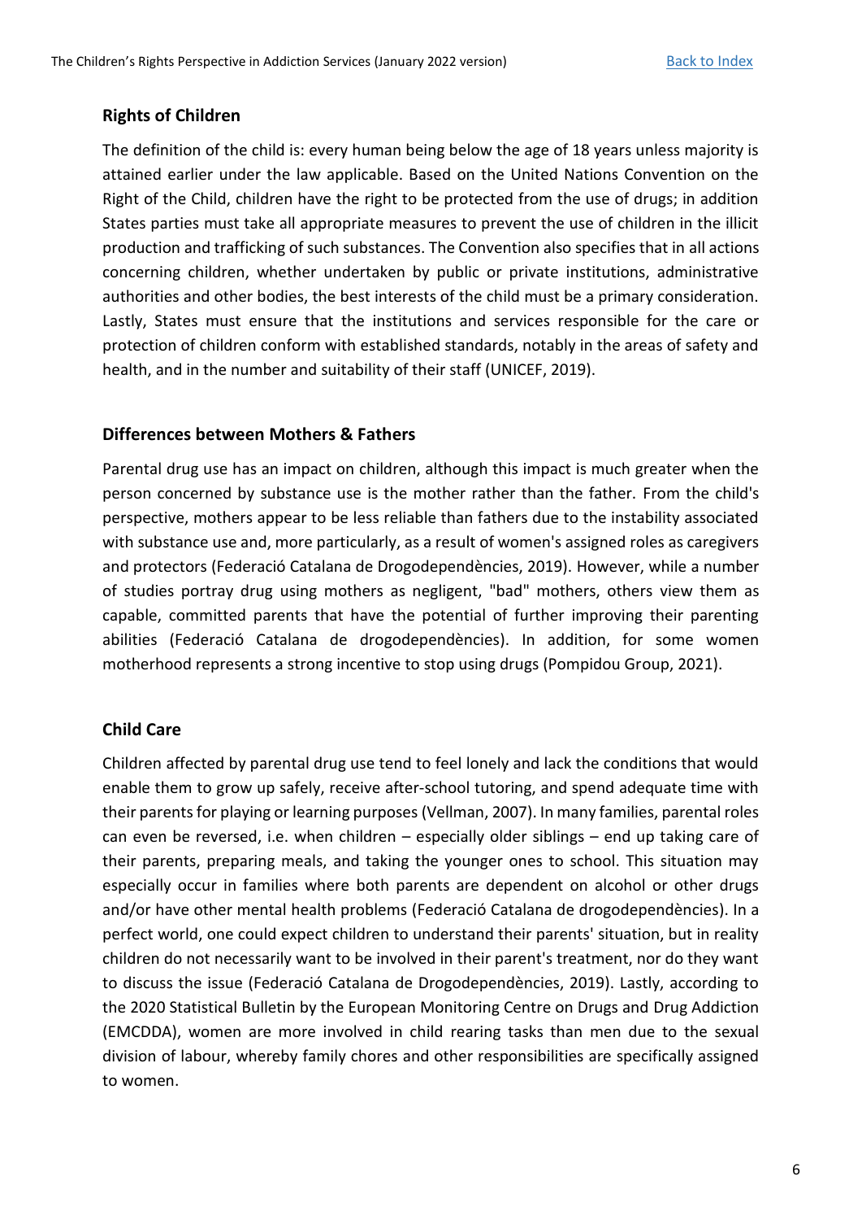## Rights of Children

The definition of the child is: every human being below the age of 18 years unless majority is attained earlier under the law applicable. Based on the United Nations Convention on the Right of the Child, children have the right to be protected from the use of drugs; in addition States parties must take all appropriate measures to prevent the use of children in the illicit production and trafficking of such substances. The Convention also specifies that in all actions concerning children, whether undertaken by public or private institutions, administrative authorities and other bodies, the best interests of the child must be a primary consideration. Lastly, States must ensure that the institutions and services responsible for the care or protection of children conform with established standards, notably in the areas of safety and health, and in the number and suitability of their staff (UNICEF, 2019).

## Differences between Mothers & Fathers

Parental drug use has an impact on children, although this impact is much greater when the person concerned by substance use is the mother rather than the father. From the child's perspective, mothers appear to be less reliable than fathers due to the instability associated with substance use and, more particularly, as a result of women's assigned roles as caregivers and protectors (Federació Catalana de Drogodependències, 2019). However, while a number of studies portray drug using mothers as negligent, "bad" mothers, others view them as capable, committed parents that have the potential of further improving their parenting abilities (Federació Catalana de drogodependències). In addition, for some women motherhood represents a strong incentive to stop using drugs (Pompidou Group, 2021).

## Child Care

Children affected by parental drug use tend to feel lonely and lack the conditions that would enable them to grow up safely, receive after-school tutoring, and spend adequate time with their parents for playing or learning purposes (Vellman, 2007). In many families, parental roles can even be reversed, i.e. when children – especially older siblings – end up taking care of their parents, preparing meals, and taking the younger ones to school. This situation may especially occur in families where both parents are dependent on alcohol or other drugs and/or have other mental health problems (Federació Catalana de drogodependències). In a perfect world, one could expect children to understand their parents' situation, but in reality children do not necessarily want to be involved in their parent's treatment, nor do they want to discuss the issue (Federació Catalana de Drogodependències, 2019). Lastly, according to the 2020 Statistical Bulletin by the European Monitoring Centre on Drugs and Drug Addiction (EMCDDA), women are more involved in child rearing tasks than men due to the sexual division of labour, whereby family chores and other responsibilities are specifically assigned to women.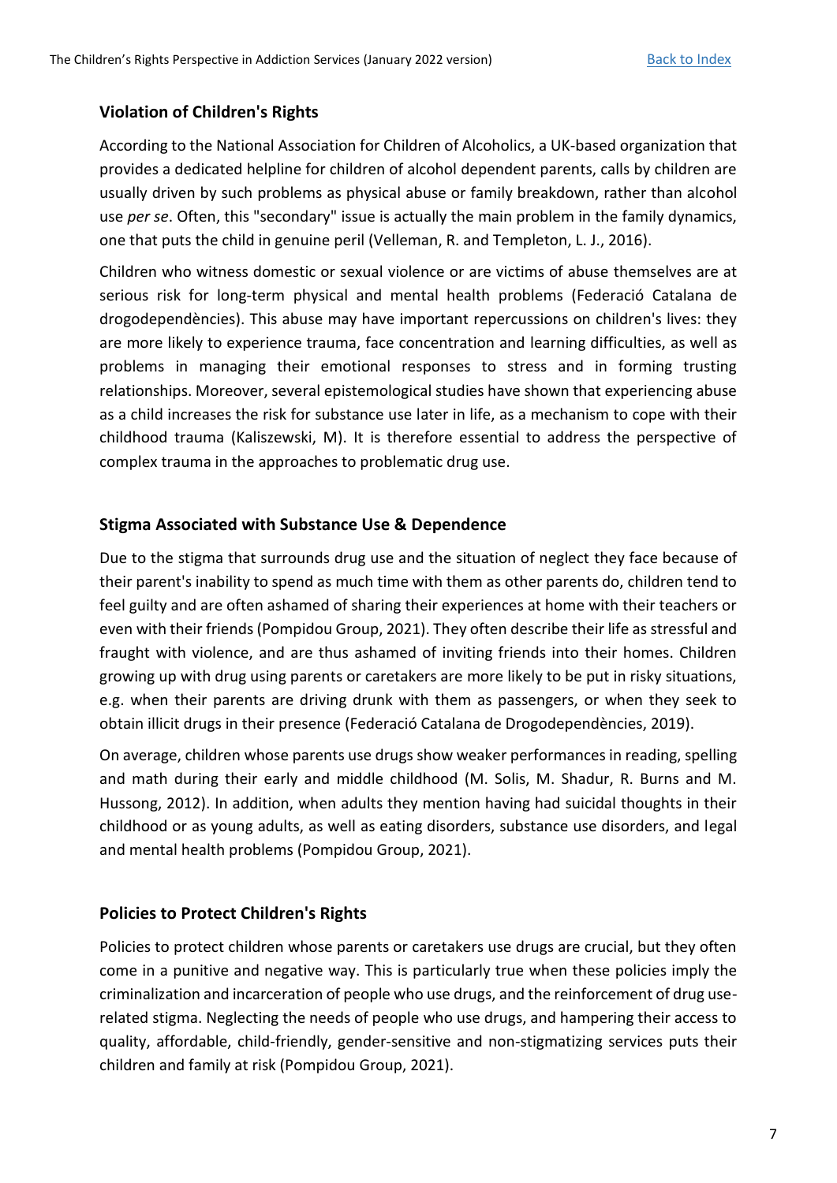## Violation of Children's Rights

According to the National Association for Children of Alcoholics, a UK-based organization that provides a dedicated helpline for children of alcohol dependent parents, calls by children are usually driven by such problems as physical abuse or family breakdown, rather than alcohol use *per se*. Often, this "secondary" issue is actually the main problem in the family dynamics, one that puts the child in genuine peril (Velleman, R. and Templeton, L. J., 2016).

Children who witness domestic or sexual violence or are victims of abuse themselves are at serious risk for long-term physical and mental health problems (Federació Catalana de drogodependències). This abuse may have important repercussions on children's lives: they are more likely to experience trauma, face concentration and learning difficulties, as well as problems in managing their emotional responses to stress and in forming trusting relationships. Moreover, several epistemological studies have shown that experiencing abuse as a child increases the risk for substance use later in life, as a mechanism to cope with their childhood trauma (Kaliszewski, M). It is therefore essential to address the perspective of complex trauma in the approaches to problematic drug use.

## Stigma Associated with Substance Use & Dependence

Due to the stigma that surrounds drug use and the situation of neglect they face because of their parent's inability to spend as much time with them as other parents do, children tend to feel guilty and are often ashamed of sharing their experiences at home with their teachers or even with their friends (Pompidou Group, 2021). They often describe their life as stressful and fraught with violence, and are thus ashamed of inviting friends into their homes. Children growing up with drug using parents or caretakers are more likely to be put in risky situations, e.g. when their parents are driving drunk with them as passengers, or when they seek to obtain illicit drugs in their presence (Federació Catalana de Drogodependències, 2019).

On average, children whose parents use drugs show weaker performances in reading, spelling and math during their early and middle childhood (M. Solis, M. Shadur, R. Burns and M. Hussong, 2012). In addition, when adults they mention having had suicidal thoughts in their childhood or as young adults, as well as eating disorders, substance use disorders, and legal and mental health problems (Pompidou Group, 2021).

## Policies to Protect Children's Rights

Policies to protect children whose parents or caretakers use drugs are crucial, but they often come in a punitive and negative way. This is particularly true when these policies imply the criminalization and incarceration of people who use drugs, and the reinforcement of drug use-related stigma. Neglecting the needs of people who use drugs, and hampering their access to quality, affordable, child-friendly, gender-sensitive and non-stigmatizing services puts their children and family at risk (Pompidou Group, 2021).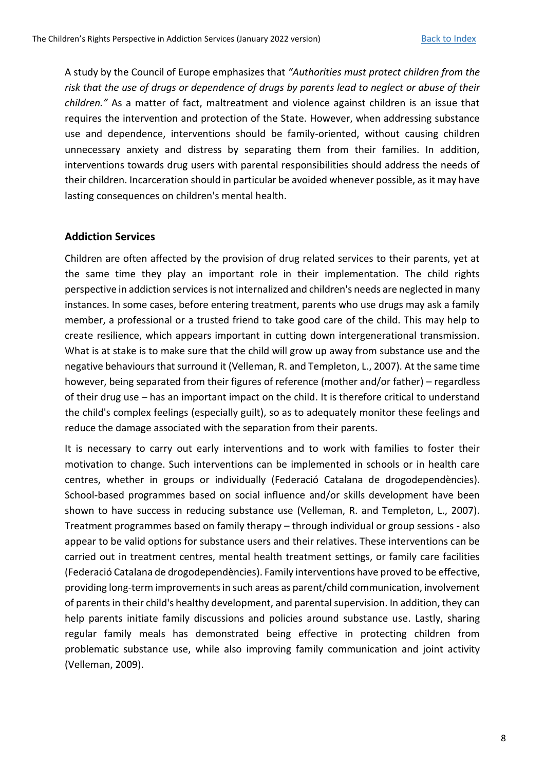A study by the Council of Europe emphasizes that *"Authorities must protect children from the risk that the use of drugs or dependence of drugs by parents lead to neglect or abuse of their children."* As a matter of fact, maltreatment and violence against children is an issue that requires the intervention and protection of the State. However, when addressing substance use and dependence, interventions should be family-oriented, without causing children unnecessary anxiety and distress by separating them from their families. In addition, interventions towards drug users with parental responsibilities should address the needs of their children. Incarceration should in particular be avoided whenever possible, as it may have lasting consequences on children's mental health.

## Addiction Services

Children are often affected by the provision of drug related services to their parents, yet at the same time they play an important role in their implementation. The child rights perspective in addiction services is not internalized and children's needs are neglected in many instances. In some cases, before entering treatment, parents who use drugs may ask a family member, a professional or a trusted friend to take good care of the child. This may help to create resilience, which appears important in cutting down intergenerational transmission. What is at stake is to make sure that the child will grow up away from substance use and the negative behaviours that surround it (Velleman, R. and Templeton, L., 2007). At the same time however, being separated from their figures of reference (mother and/or father) – regardless of their drug use – has an important impact on the child. It is therefore critical to understand the child's complex feelings (especially guilt), so as to adequately monitor these feelings and reduce the damage associated with the separation from their parents.

It is necessary to carry out early interventions and to work with families to foster their motivation to change. Such interventions can be implemented in schools or in health care centres, whether in groups or individually (Federació Catalana de drogodependències). School-based programmes based on social influence and/or skills development have been shown to have success in reducing substance use (Velleman, R. and Templeton, L., 2007). Treatment programmes based on family therapy – through individual or group sessions - also appear to be valid options for substance users and their relatives. These interventions can be carried out in treatment centres, mental health treatment settings, or family care facilities (Federació Catalana de drogodependències). Family interventions have proved to be effective, providing long-term improvements in such areas as parent/child communication, involvement of parents in their child's healthy development, and parental supervision. In addition, they can help parents initiate family discussions and policies around substance use. Lastly, sharing regular family meals has demonstrated being effective in protecting children from problematic substance use, while also improving family communication and joint activity (Velleman, 2009).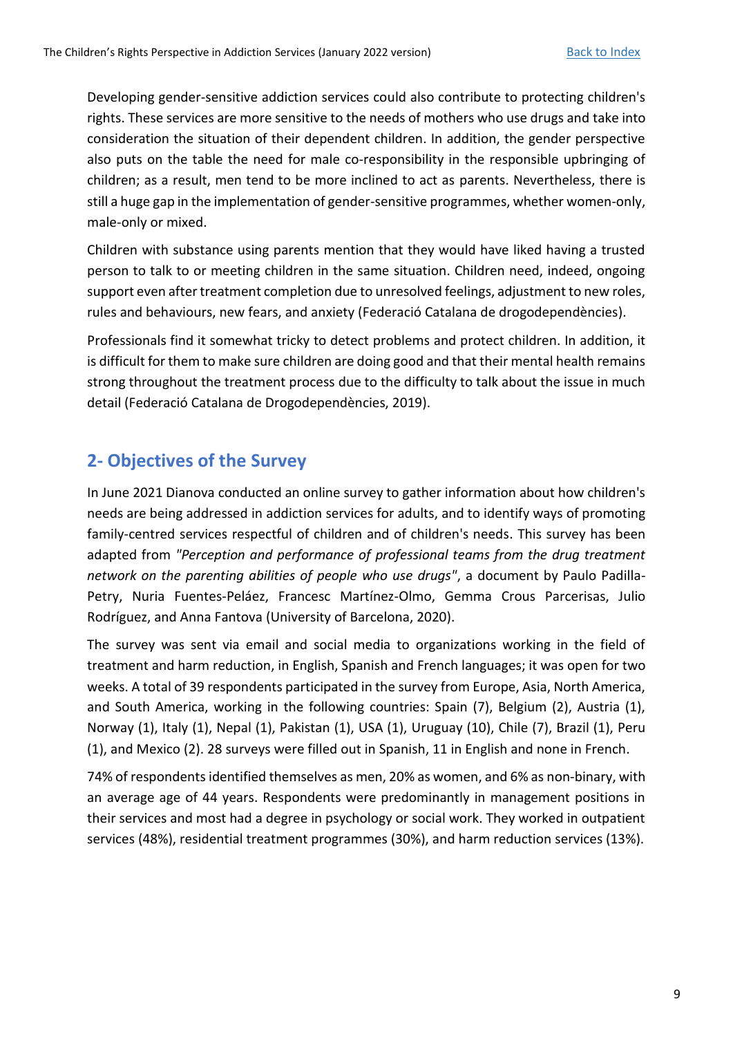Developing gender-sensitive addiction services could also contribute to protecting children's rights. These services are more sensitive to the needs of mothers who use drugs and take into consideration the situation of their dependent children. In addition, the gender perspective also puts on the table the need for male co-responsibility in the responsible upbringing of children; as a result, men tend to be more inclined to act as parents. Nevertheless, there is still a huge gap in the implementation of gender-sensitive programmes, whether women-only, male-only or mixed.

Children with substance using parents mention that they would have liked having a trusted person to talk to or meeting children in the same situation. Children need, indeed, ongoing support even after treatment completion due to unresolved feelings, adjustment to new roles, rules and behaviours, new fears, and anxiety (Federació Catalana de drogodependències).

Professionals find it somewhat tricky to detect problems and protect children. In addition, it is difficult for them to make sure children are doing good and that their mental health remains strong throughout the treatment process due to the difficulty to talk about the issue in much detail (Federació Catalana de Drogodependències, 2019).

## 2- Objectives of the Survey

In June 2021 Dianova conducted an online survey to gather information about how children's needs are being addressed in addiction services for adults, and to identify ways of promoting family-centred services respectful of children and of children's needs. This survey has been adapted from *"Perception and performance of professional teams from the drug treatment network on the parenting abilities of people who use drugs"*, a document by Paulo Padilla-Petry, Nuria Fuentes-Peláez, Francesc Martínez-Olmo, Gemma Crous Parcerisas, Julio Rodríguez, and Anna Fantova (University of Barcelona, 2020).

The survey was sent via email and social media to organizations working in the field of treatment and harm reduction, in English, Spanish and French languages; it was open for two weeks. A total of 39 respondents participated in the survey from Europe, Asia, North America, and South America, working in the following countries: Spain (7), Belgium (2), Austria (1), Norway (1), Italy (1), Nepal (1), Pakistan (1), USA (1), Uruguay (10), Chile (7), Brazil (1), Peru (1), and Mexico (2). 28 surveys were filled out in Spanish, 11 in English and none in French.

74% of respondents identified themselves as men, 20% as women, and 6% as non-binary, with an average age of 44 years. Respondents were predominantly in management positions in their services and most had a degree in psychology or social work. They worked in outpatient services (48%), residential treatment programmes (30%), and harm reduction services (13%).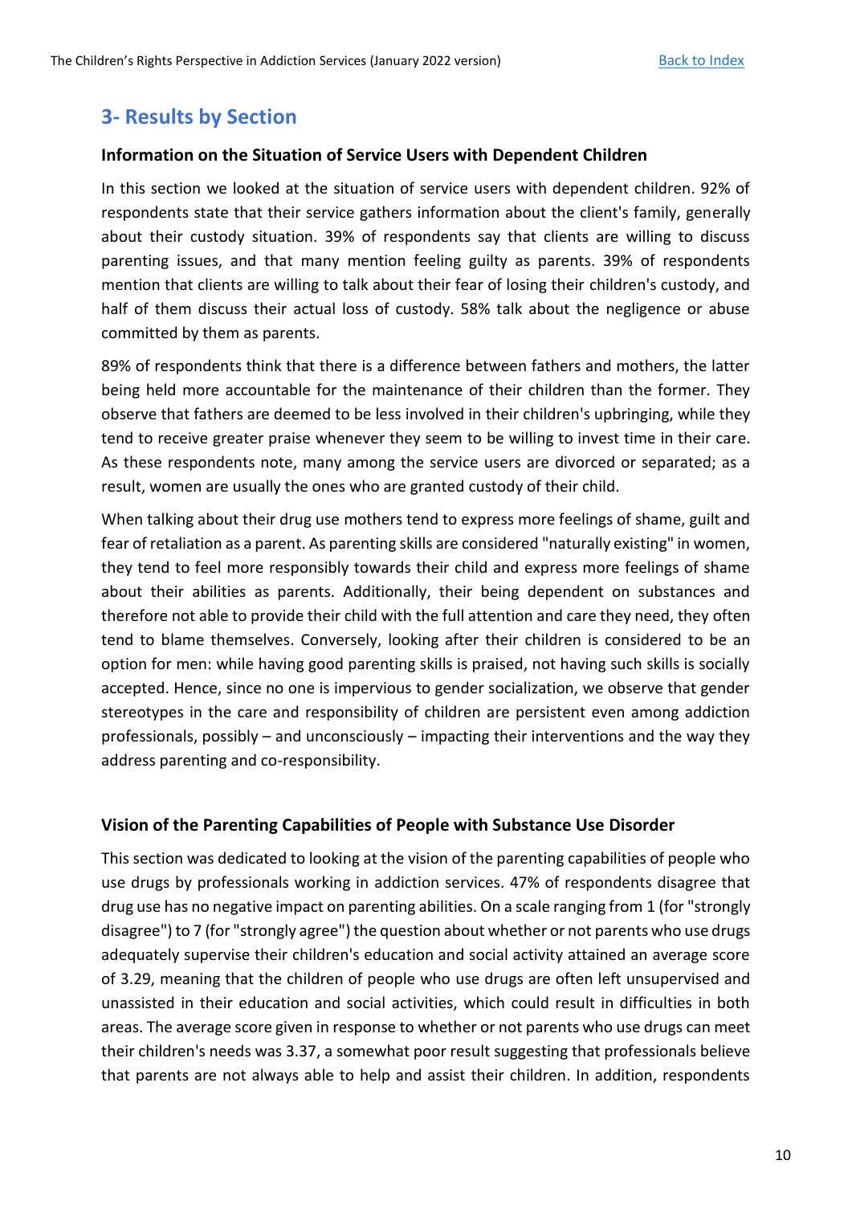## 3- Results by Section

### Information on the Situation of Service Users with Dependent Children

In this section we looked at the situation of service users with dependent children. 92% of respondents state that their service gathers information about the client's family, generally about their custody situation. 39% of respondents say that clients are willing to discuss parenting issues, and that many mention feeling guilty as parents. 39% of respondents mention that clients are willing to talk about their fear of losing their children's custody, and half of them discuss their actual loss of custody. 58% talk about the negligence or abuse committed by them as parents.

89% of respondents think that there is a difference between fathers and mothers, the latter being held more accountable for the maintenance of their children than the former. They observe that fathers are deemed to be less involved in their children's upbringing, while they tend to receive greater praise whenever they seem to be willing to invest time in their care. As these respondents note, many among the service users are divorced or separated; as a result, women are usually the ones who are granted custody of their child.

When talking about their drug use mothers tend to express more feelings of shame, guilt and fear of retaliation as a parent. As parenting skills are considered "naturally existing" in women, they tend to feel more responsibly towards their child and express more feelings of shame about their abilities as parents. Additionally, their being dependent on substances and therefore not able to provide their child with the full attention and care they need, they often tend to blame themselves. Conversely, looking after their children is considered to be an option for men: while having good parenting skills is praised, not having such skills is socially accepted. Hence, since no one is impervious to gender socialization, we observe that gender stereotypes in the care and responsibility of children are persistent even among addiction professionals, possibly – and unconsciously – impacting their interventions and the way they address parenting and co-responsibility.

### Vision of the Parenting Capabilities of People with Substance Use Disorder

This section was dedicated to looking at the vision of the parenting capabilities of people who use drugs by professionals working in addiction services. 47% of respondents disagree that drug use has no negative impact on parenting abilities. On a scale ranging from 1 (for "strongly disagree") to 7 (for "strongly agree") the question about whether or not parents who use drugs adequately supervise their children's education and social activity attained an average score of 3.29, meaning that the children of people who use drugs are often left unsupervised and unassisted in their education and social activities, which could result in difficulties in both areas. The average score given in response to whether or not parents who use drugs can meet their children's needs was 3.37, a somewhat poor result suggesting that professionals believe that parents are not always able to help and assist their children. In addition, respondents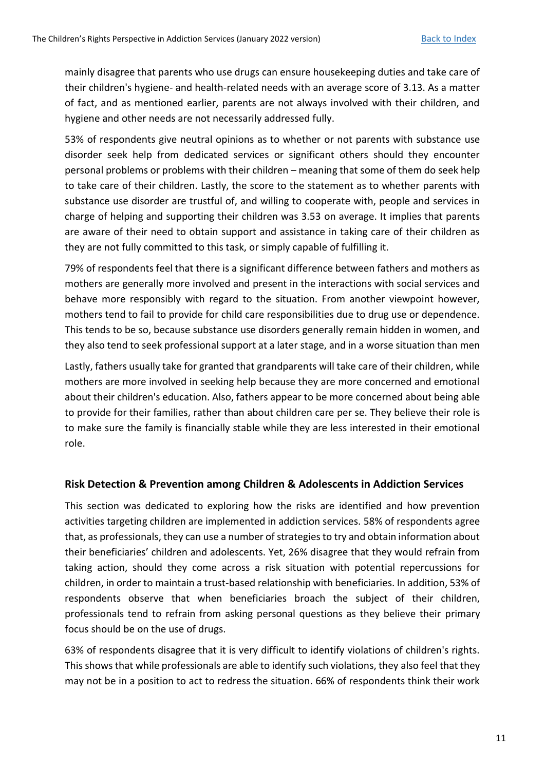mainly disagree that parents who use drugs can ensure housekeeping duties and take care of their children's hygiene- and health-related needs with an average score of 3.13. As a matter of fact, and as mentioned earlier, parents are not always involved with their children, and hygiene and other needs are not necessarily addressed fully.

53% of respondents give neutral opinions as to whether or not parents with substance use disorder seek help from dedicated services or significant others should they encounter personal problems or problems with their children – meaning that some of them do seek help to take care of their children. Lastly, the score to the statement as to whether parents with substance use disorder are trustful of, and willing to cooperate with, people and services in charge of helping and supporting their children was 3.53 on average. It implies that parents are aware of their need to obtain support and assistance in taking care of their children as they are not fully committed to this task, or simply capable of fulfilling it.

79% of respondents feel that there is a significant difference between fathers and mothers as mothers are generally more involved and present in the interactions with social services and behave more responsibly with regard to the situation. From another viewpoint however, mothers tend to fail to provide for child care responsibilities due to drug use or dependence. This tends to be so, because substance use disorders generally remain hidden in women, and they also tend to seek professional support at a later stage, and in a worse situation than men

Lastly, fathers usually take for granted that grandparents will take care of their children, while mothers are more involved in seeking help because they are more concerned and emotional about their children's education. Also, fathers appear to be more concerned about being able to provide for their families, rather than about children care per se. They believe their role is to make sure the family is financially stable while they are less interested in their emotional role.

## Risk Detection & Prevention among Children & Adolescents in Addiction Services

This section was dedicated to exploring how the risks are identified and how prevention activities targeting children are implemented in addiction services. 58% of respondents agree that, as professionals, they can use a number of strategies to try and obtain information about their beneficiaries' children and adolescents. Yet, 26% disagree that they would refrain from taking action, should they come across a risk situation with potential repercussions for children, in order to maintain a trust-based relationship with beneficiaries. In addition, 53% of respondents observe that when beneficiaries broach the subject of their children, professionals tend to refrain from asking personal questions as they believe their primary focus should be on the use of drugs.

63% of respondents disagree that it is very difficult to identify violations of children's rights. This shows that while professionals are able to identify such violations, they also feel that they may not be in a position to act to redress the situation. 66% of respondents think their work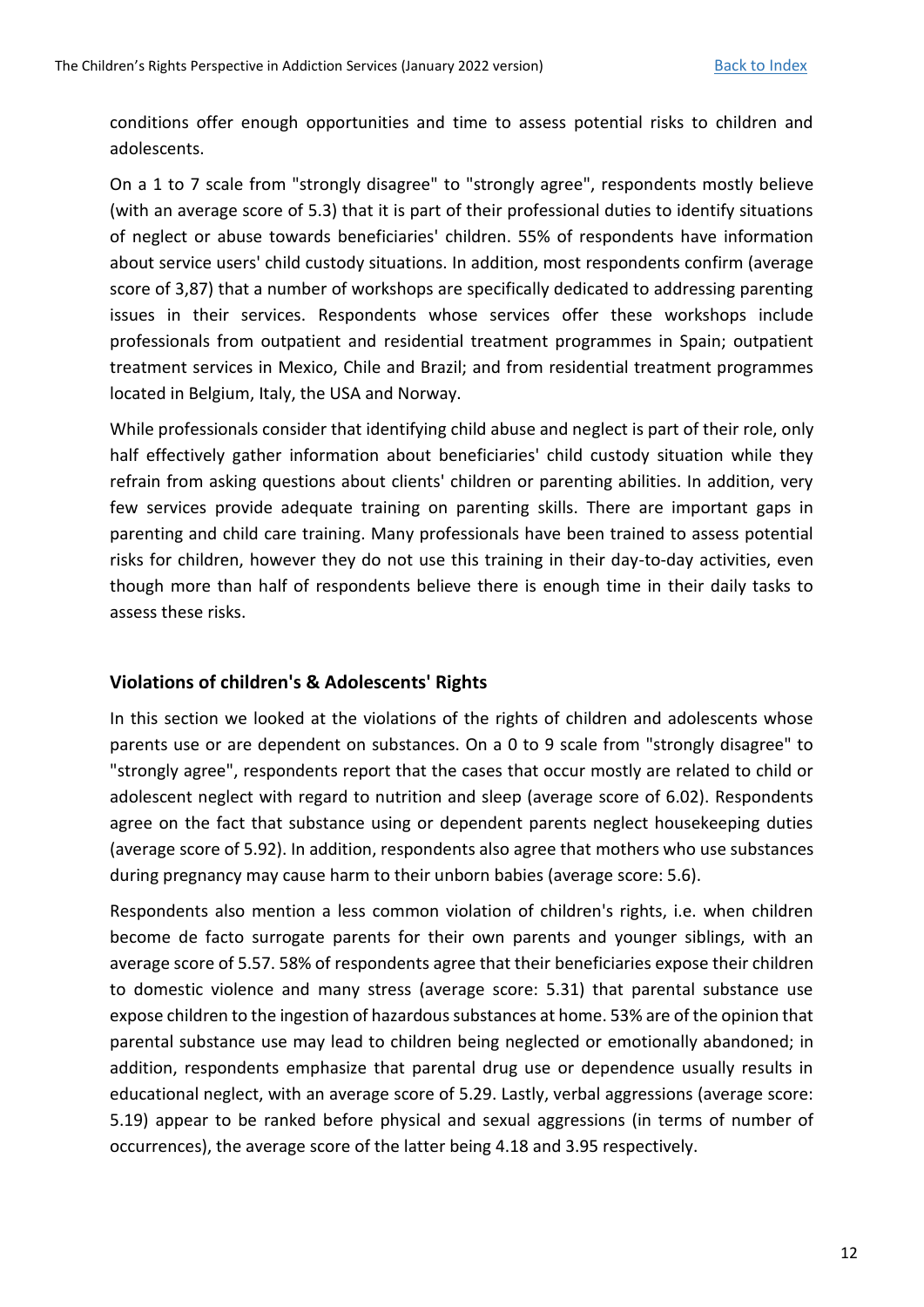conditions offer enough opportunities and time to assess potential risks to children and adolescents.

On a 1 to 7 scale from "strongly disagree" to "strongly agree", respondents mostly believe (with an average score of 5.3) that it is part of their professional duties to identify situations of neglect or abuse towards beneficiaries' children. 55% of respondents have information about service users' child custody situations. In addition, most respondents confirm (average score of 3,87) that a number of workshops are specifically dedicated to addressing parenting issues in their services. Respondents whose services offer these workshops include professionals from outpatient and residential treatment programmes in Spain; outpatient treatment services in Mexico, Chile and Brazil; and from residential treatment programmes located in Belgium, Italy, the USA and Norway.

While professionals consider that identifying child abuse and neglect is part of their role, only half effectively gather information about beneficiaries' child custody situation while they refrain from asking questions about clients' children or parenting abilities. In addition, very few services provide adequate training on parenting skills. There are important gaps in parenting and child care training. Many professionals have been trained to assess potential risks for children, however they do not use this training in their day-to-day activities, even though more than half of respondents believe there is enough time in their daily tasks to assess these risks.

## Violations of children's & Adolescents' Rights

In this section we looked at the violations of the rights of children and adolescents whose parents use or are dependent on substances. On a 0 to 9 scale from "strongly disagree" to "strongly agree", respondents report that the cases that occur mostly are related to child or adolescent neglect with regard to nutrition and sleep (average score of 6.02). Respondents agree on the fact that substance using or dependent parents neglect housekeeping duties (average score of 5.92). In addition, respondents also agree that mothers who use substances during pregnancy may cause harm to their unborn babies (average score: 5.6).

Respondents also mention a less common violation of children's rights, i.e. when children become de facto surrogate parents for their own parents and younger siblings, with an average score of 5.57. 58% of respondents agree that their beneficiaries expose their children to domestic violence and many stress (average score: 5.31) that parental substance use expose children to the ingestion of hazardous substances at home. 53% are of the opinion that parental substance use may lead to children being neglected or emotionally abandoned; in addition, respondents emphasize that parental drug use or dependence usually results in educational neglect, with an average score of 5.29. Lastly, verbal aggressions (average score: 5.19) appear to be ranked before physical and sexual aggressions (in terms of number of occurrences), the average score of the latter being 4.18 and 3.95 respectively.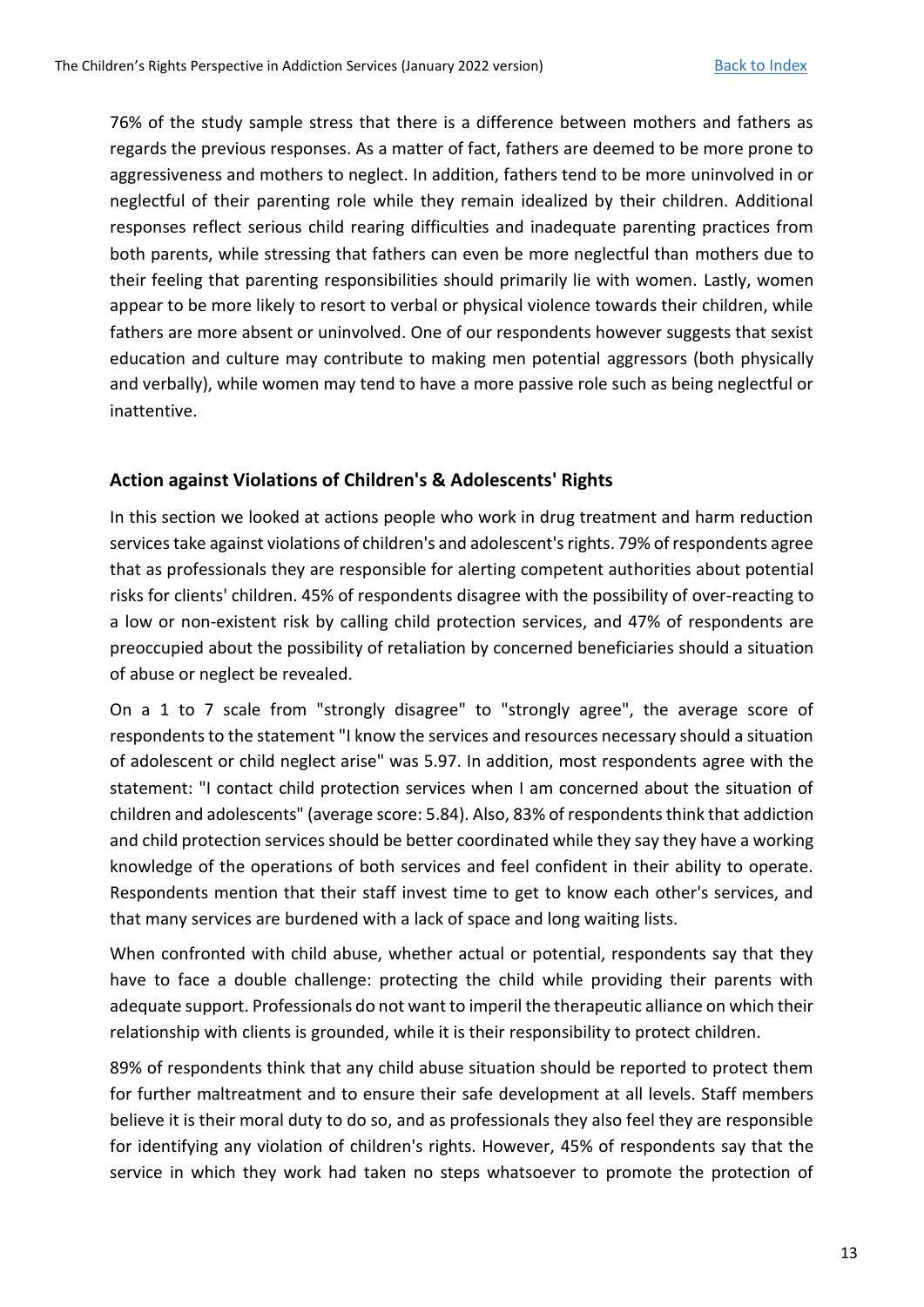76% of the study sample stress that there is a difference between mothers and fathers as regards the previous responses. As a matter of fact, fathers are deemed to be more prone to aggressiveness and mothers to neglect. In addition, fathers tend to be more uninvolved in or neglectful of their parenting role while they remain idealized by their children. Additional responses reflect serious child rearing difficulties and inadequate parenting practices from both parents, while stressing that fathers can even be more neglectful than mothers due to their feeling that parenting responsibilities should primarily lie with women. Lastly, women appear to be more likely to resort to verbal or physical violence towards their children, while fathers are more absent or uninvolved. One of our respondents however suggests that sexist education and culture may contribute to making men potential aggressors (both physically and verbally), while women may tend to have a more passive role such as being neglectful or inattentive.

### Action against Violations of Children's & Adolescents' Rights

In this section we looked at actions people who work in drug treatment and harm reduction services take against violations of children's and adolescent's rights. 79% of respondents agree that as professionals they are responsible for alerting competent authorities about potential risks for clients' children. 45% of respondents disagree with the possibility of over-reacting to a low or non-existent risk by calling child protection services, and 47% of respondents are preoccupied about the possibility of retaliation by concerned beneficiaries should a situation of abuse or neglect be revealed.

On a 1 to 7 scale from "strongly disagree" to "strongly agree", the average score of respondents to the statement "I know the services and resources necessary should a situation of adolescent or child neglect arise" was 5.97. In addition, most respondents agree with the statement: "I contact child protection services when I am concerned about the situation of children and adolescents" (average score: 5.84). Also, 83% of respondents think that addiction and child protection services should be better coordinated while they say they have a working knowledge of the operations of both services and feel confident in their ability to operate. Respondents mention that their staff invest time to get to know each other's services, and that many services are burdened with a lack of space and long waiting lists.

When confronted with child abuse, whether actual or potential, respondents say that they have to face a double challenge: protecting the child while providing their parents with adequate support. Professionals do not want to imperil the therapeutic alliance on which their relationship with clients is grounded, while it is their responsibility to protect children.

89% of respondents think that any child abuse situation should be reported to protect them for further maltreatment and to ensure their safe development at all levels. Staff members believe it is their moral duty to do so, and as professionals they also feel they are responsible for identifying any violation of children's rights. However, 45% of respondents say that the service in which they work had taken no steps whatsoever to promote the protection of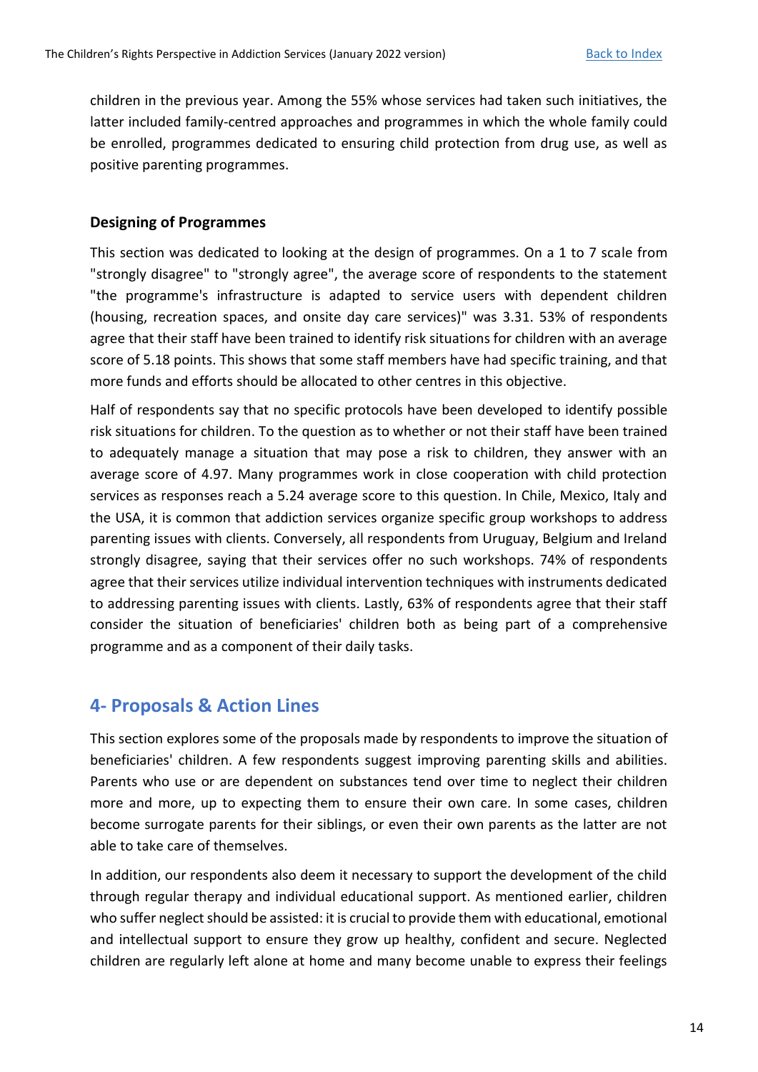children in the previous year. Among the 55% whose services had taken such initiatives, the latter included family-centred approaches and programmes in which the whole family could be enrolled, programmes dedicated to ensuring child protection from drug use, as well as positive parenting programmes.

**Designing of Programmes**

This section was dedicated to looking at the design of programmes. On a 1 to 7 scale from "strongly disagree" to "strongly agree", the average score of respondents to the statement "the programme's infrastructure is adapted to service users with dependent children (housing, recreation spaces, and onsite day care services)" was 3.31. 53% of respondents agree that their staff have been trained to identify risk situations for children with an average score of 5.18 points. This shows that some staff members have had specific training, and that more funds and efforts should be allocated to other centres in this objective.

Half of respondents say that no specific protocols have been developed to identify possible risk situations for children. To the question as to whether or not their staff have been trained to adequately manage a situation that may pose a risk to children, they answer with an average score of 4.97. Many programmes work in close cooperation with child protection services as responses reach a 5.24 average score to this question. In Chile, Mexico, Italy and the USA, it is common that addiction services organize specific group workshops to address parenting issues with clients. Conversely, all respondents from Uruguay, Belgium and Ireland strongly disagree, saying that their services offer no such workshops. 74% of respondents agree that their services utilize individual intervention techniques with instruments dedicated to addressing parenting issues with clients. Lastly, 63% of respondents agree that their staff consider the situation of beneficiaries' children both as being part of a comprehensive programme and as a component of their daily tasks.

## 4- Proposals & Action Lines

This section explores some of the proposals made by respondents to improve the situation of beneficiaries' children. A few respondents suggest improving parenting skills and abilities. Parents who use or are dependent on substances tend over time to neglect their children more and more, up to expecting them to ensure their own care. In some cases, children become surrogate parents for their siblings, or even their own parents as the latter are not able to take care of themselves.

In addition, our respondents also deem it necessary to support the development of the child through regular therapy and individual educational support. As mentioned earlier, children who suffer neglect should be assisted: it is crucial to provide them with educational, emotional and intellectual support to ensure they grow up healthy, confident and secure. Neglected children are regularly left alone at home and many become unable to express their feelings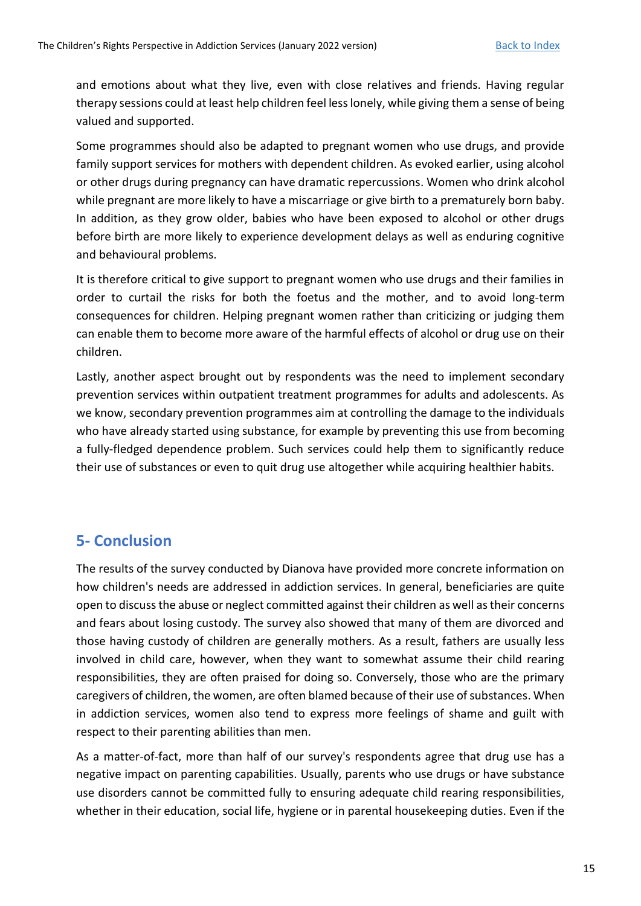and emotions about what they live, even with close relatives and friends. Having regular therapy sessions could at least help children feel less lonely, while giving them a sense of being valued and supported.

Some programmes should also be adapted to pregnant women who use drugs, and provide family support services for mothers with dependent children. As evoked earlier, using alcohol or other drugs during pregnancy can have dramatic repercussions. Women who drink alcohol while pregnant are more likely to have a miscarriage or give birth to a prematurely born baby. In addition, as they grow older, babies who have been exposed to alcohol or other drugs before birth are more likely to experience development delays as well as enduring cognitive and behavioural problems.

It is therefore critical to give support to pregnant women who use drugs and their families in order to curtail the risks for both the foetus and the mother, and to avoid long-term consequences for children. Helping pregnant women rather than criticizing or judging them can enable them to become more aware of the harmful effects of alcohol or drug use on their children.

Lastly, another aspect brought out by respondents was the need to implement secondary prevention services within outpatient treatment programmes for adults and adolescents. As we know, secondary prevention programmes aim at controlling the damage to the individuals who have already started using substance, for example by preventing this use from becoming a fully-fledged dependence problem. Such services could help them to significantly reduce their use of substances or even to quit drug use altogether while acquiring healthier habits.

## 5- Conclusion

The results of the survey conducted by Dianova have provided more concrete information on how children's needs are addressed in addiction services. In general, beneficiaries are quite open to discuss the abuse or neglect committed against their children as well as their concerns and fears about losing custody. The survey also showed that many of them are divorced and those having custody of children are generally mothers. As a result, fathers are usually less involved in child care, however, when they want to somewhat assume their child rearing responsibilities, they are often praised for doing so. Conversely, those who are the primary caregivers of children, the women, are often blamed because of their use of substances. When in addiction services, women also tend to express more feelings of shame and guilt with respect to their parenting abilities than men.

As a matter-of-fact, more than half of our survey's respondents agree that drug use has a negative impact on parenting capabilities. Usually, parents who use drugs or have substance use disorders cannot be committed fully to ensuring adequate child rearing responsibilities, whether in their education, social life, hygiene or in parental housekeeping duties. Even if the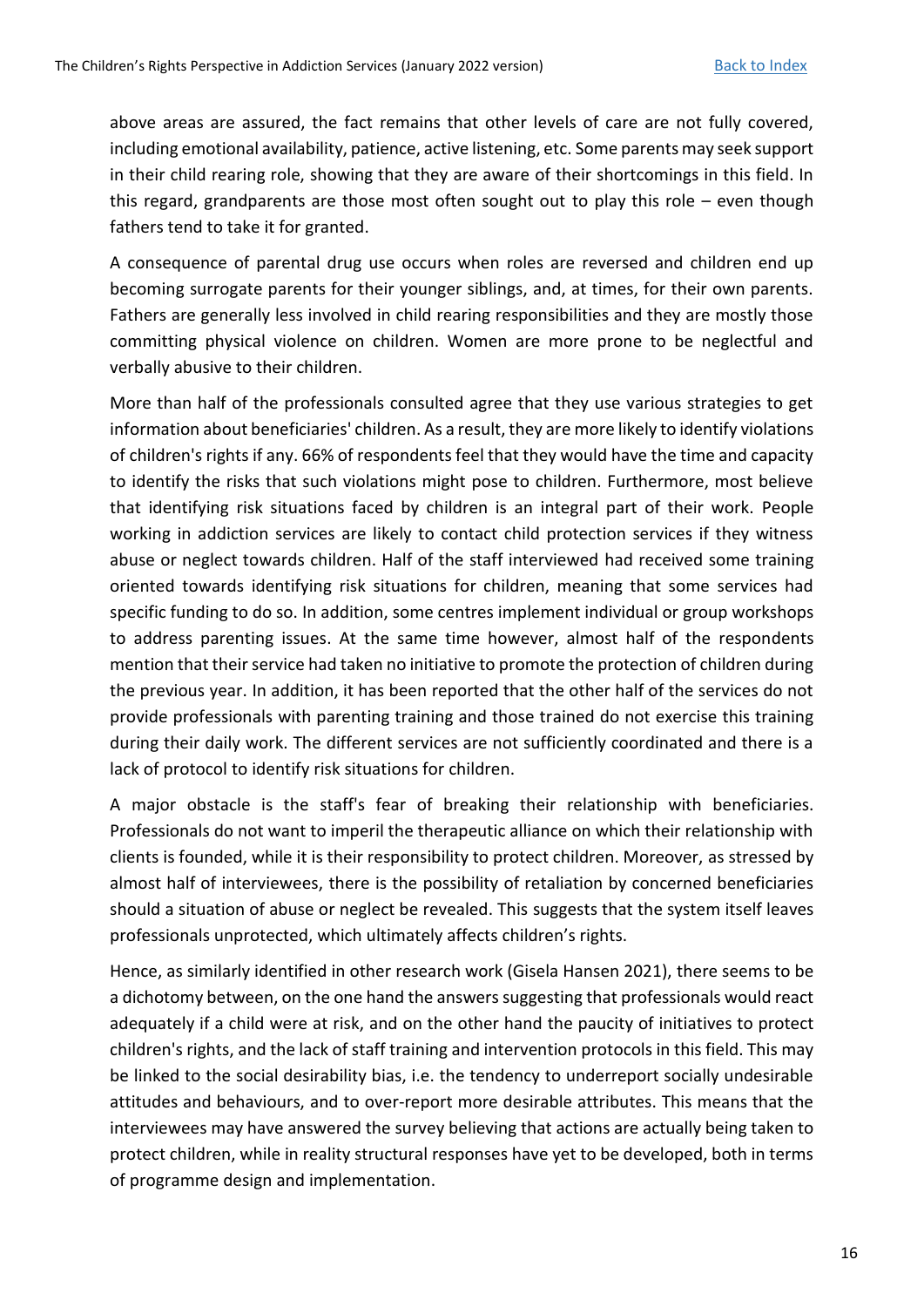above areas are assured, the fact remains that other levels of care are not fully covered, including emotional availability, patience, active listening, etc. Some parents may seek support in their child rearing role, showing that they are aware of their shortcomings in this field. In this regard, grandparents are those most often sought out to play this role – even though fathers tend to take it for granted.

A consequence of parental drug use occurs when roles are reversed and children end up becoming surrogate parents for their younger siblings, and, at times, for their own parents. Fathers are generally less involved in child rearing responsibilities and they are mostly those committing physical violence on children. Women are more prone to be neglectful and verbally abusive to their children.

More than half of the professionals consulted agree that they use various strategies to get information about beneficiaries' children. As a result, they are more likely to identify violations of children's rights if any. 66% of respondents feel that they would have the time and capacity to identify the risks that such violations might pose to children. Furthermore, most believe that identifying risk situations faced by children is an integral part of their work. People working in addiction services are likely to contact child protection services if they witness abuse or neglect towards children. Half of the staff interviewed had received some training oriented towards identifying risk situations for children, meaning that some services had specific funding to do so. In addition, some centres implement individual or group workshops to address parenting issues. At the same time however, almost half of the respondents mention that their service had taken no initiative to promote the protection of children during the previous year. In addition, it has been reported that the other half of the services do not provide professionals with parenting training and those trained do not exercise this training during their daily work. The different services are not sufficiently coordinated and there is a lack of protocol to identify risk situations for children.

A major obstacle is the staff's fear of breaking their relationship with beneficiaries. Professionals do not want to imperil the therapeutic alliance on which their relationship with clients is founded, while it is their responsibility to protect children. Moreover, as stressed by almost half of interviewees, there is the possibility of retaliation by concerned beneficiaries should a situation of abuse or neglect be revealed. This suggests that the system itself leaves professionals unprotected, which ultimately affects children's rights.

Hence, as similarly identified in other research work (Gisela Hansen 2021), there seems to be a dichotomy between, on the one hand the answers suggesting that professionals would react adequately if a child were at risk, and on the other hand the paucity of initiatives to protect children's rights, and the lack of staff training and intervention protocols in this field. This may be linked to the social desirability bias, i.e. the tendency to underreport socially undesirable attitudes and behaviours, and to over-report more desirable attributes. This means that the interviewees may have answered the survey believing that actions are actually being taken to protect children, while in reality structural responses have yet to be developed, both in terms of programme design and implementation.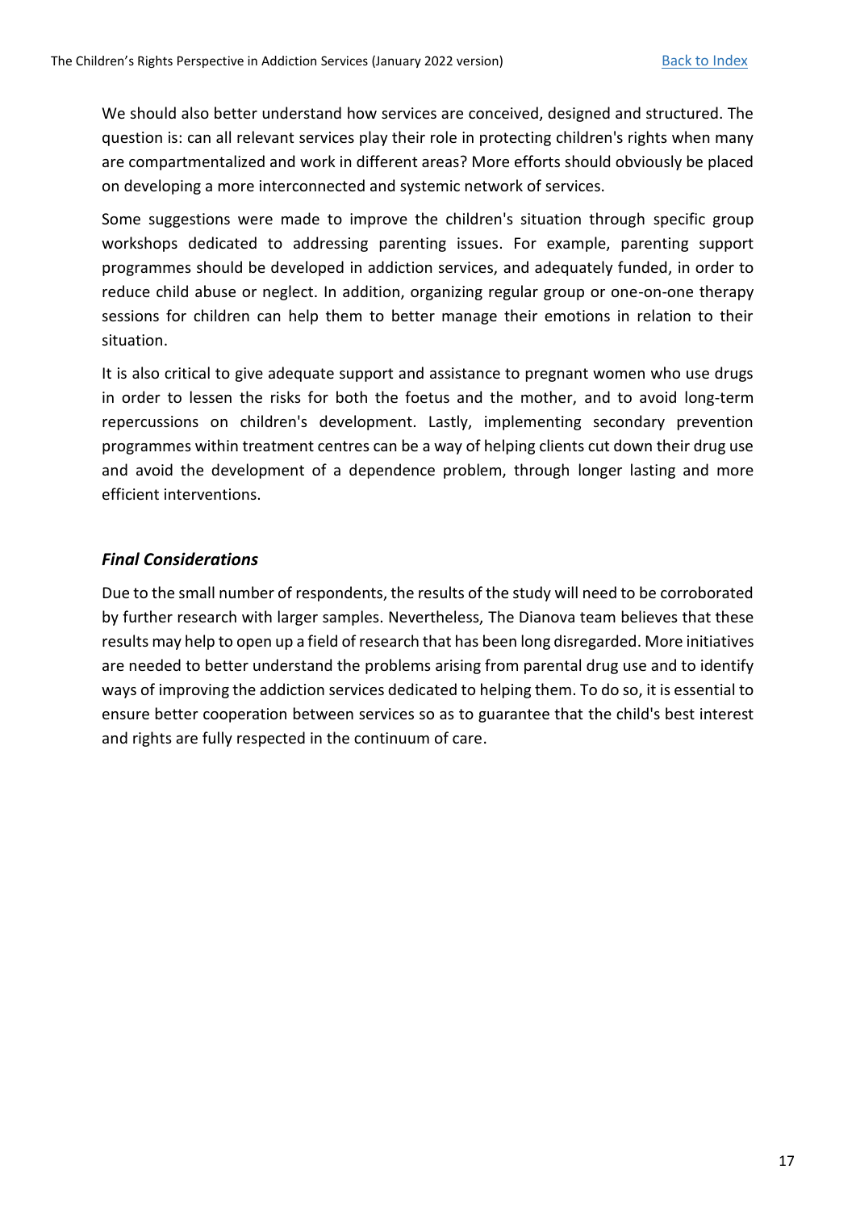We should also better understand how services are conceived, designed and structured. The question is: can all relevant services play their role in protecting children's rights when many are compartmentalized and work in different areas? More efforts should obviously be placed on developing a more interconnected and systemic network of services.

Some suggestions were made to improve the children's situation through specific group workshops dedicated to addressing parenting issues. For example, parenting support programmes should be developed in addiction services, and adequately funded, in order to reduce child abuse or neglect. In addition, organizing regular group or one-on-one therapy sessions for children can help them to better manage their emotions in relation to their situation.

It is also critical to give adequate support and assistance to pregnant women who use drugs in order to lessen the risks for both the foetus and the mother, and to avoid long-term repercussions on children's development. Lastly, implementing secondary prevention programmes within treatment centres can be a way of helping clients cut down their drug use and avoid the development of a dependence problem, through longer lasting and more efficient interventions.

### *Final Considerations*

Due to the small number of respondents, the results of the study will need to be corroborated by further research with larger samples. Nevertheless, The Dianova team believes that these results may help to open up a field of research that has been long disregarded. More initiatives are needed to better understand the problems arising from parental drug use and to identify ways of improving the addiction services dedicated to helping them. To do so, it is essential to ensure better cooperation between services so as to guarantee that the child's best interest and rights are fully respected in the continuum of care.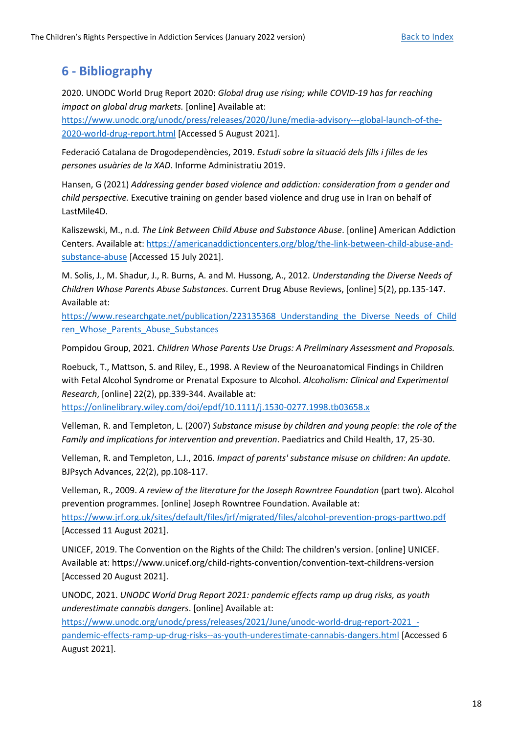## 6 - Bibliography

2020. UNODC World Drug Report 2020: *Global drug use rising; while COVID-19 has far reaching impact on global drug markets.* [online] Available at: https://www.unodc.org/unodc/press/releases/2020/June/media-advisory---global-launch-of-the-2020-world-drug-report.html [Accessed 5 August 2021].

Federació Catalana de Drogodependències, 2019. *Estudi sobre la situació dels fills i filles de les persones usuàries de la XAD*. Informe Administratiu 2019.

Hansen, G (2021) *Addressing gender based violence and addiction: consideration from a gender and child perspective.* Executive training on gender based violence and drug use in Iran on behalf of LastMile4D.

Kaliszewski, M., n.d*. The Link Between Child Abuse and Substance Abuse*. [online] American Addiction Centers. Available at: https://americanaddictioncenters.org/blog/the-link-between-child-abuse-and-substance-abuse [Accessed 15 July 2021].

M. Solis, J., M. Shadur, J., R. Burns, A. and M. Hussong, A., 2012. *Understanding the Diverse Needs of Children Whose Parents Abuse Substances*. Current Drug Abuse Reviews, [online] 5(2), pp.135-147. Available at: https://www.researchgate.net/publication/223135368_Understanding_the_Diverse_Needs_of_Children_Whose_Parents_Abuse_Substances

Pompidou Group, 2021. *Children Whose Parents Use Drugs: A Preliminary Assessment and Proposals.*

Roebuck, T., Mattson, S. and Riley, E., 1998. A Review of the Neuroanatomical Findings in Children with Fetal Alcohol Syndrome or Prenatal Exposure to Alcohol. *Alcoholism: Clinical and Experimental Research*, [online] 22(2), pp.339-344. Available at: https://onlinelibrary.wiley.com/doi/epdf/10.1111/j.1530-0277.1998.tb03658.x

Velleman, R. and Templeton, L. (2007) *Substance misuse by children and young people: the role of the Family and implications for intervention and prevention*. Paediatrics and Child Health, 17, 25-30.

Velleman, R. and Templeton, L.J., 2016. *Impact of parents' substance misuse on children: An update.* BJPsych Advances, 22(2), pp.108-117.

Velleman, R., 2009. *A review of the literature for the Joseph Rowntree Foundation* (part two). Alcohol prevention programmes. [online] Joseph Rowntree Foundation. Available at: https://www.jrf.org.uk/sites/default/files/jrf/migrated/files/alcohol-prevention-progs-parttwo.pdf [Accessed 11 August 2021].

UNICEF, 2019. The Convention on the Rights of the Child: The children's version. [online] UNICEF. Available at: https://www.unicef.org/child-rights-convention/convention-text-childrens-version [Accessed 20 August 2021].

UNODC, 2021. *UNODC World Drug Report 2021: pandemic effects ramp up drug risks, as youth underestimate cannabis dangers*. [online] Available at: https://www.unodc.org/unodc/press/releases/2021/June/unodc-world-drug-report-2021_-pandemic-effects-ramp-up-drug-risks--as-youth-underestimate-cannabis-dangers.html [Accessed 6 August 2021].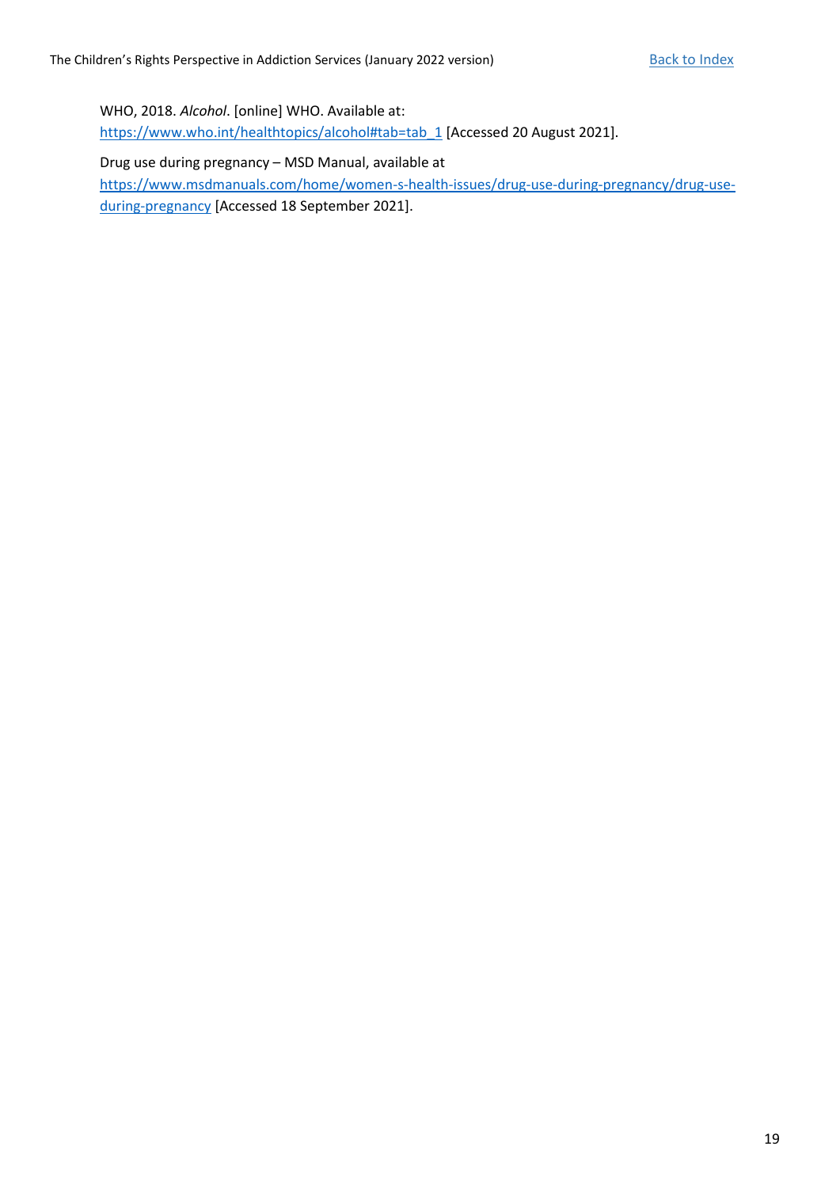WHO, 2018. *Alcohol*. [online] WHO. Available at: https://www.who.int/healthtopics/alcohol#tab=tab_1 [Accessed 20 August 2021].

Drug use during pregnancy – MSD Manual, available at https://www.msdmanuals.com/home/women-s-health-issues/drug-use-during-pregnancy/drug-use-during-pregnancy [Accessed 18 September 2021].